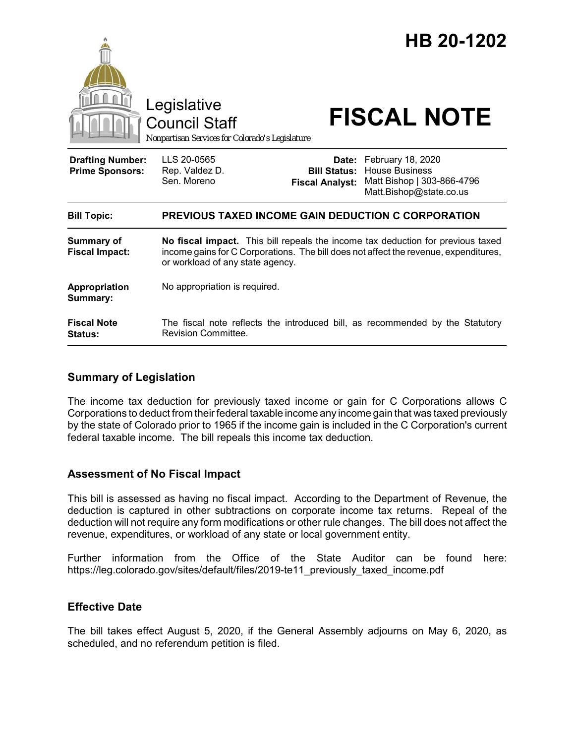# HB 20-1202

Legislative Council Staff

*Nonpartisan Services for Colorado's Legislature*

# FISCAL NOTE

| | | | |
|---|---|---|---|
| **Drafting Number:** | LLS 20-0565 | **Date:** | February 18, 2020 |
| **Prime Sponsors:** | Rep. Valdez D.<br>Sen. Moreno | **Bill Status:** | House Business |
| | | **Fiscal Analyst:** | Matt Bishop \| 303-866-4796<br>Matt.Bishop@state.co.us |

| | |
|---|---|
| **Bill Topic:** | **PREVIOUS TAXED INCOME GAIN DEDUCTION C CORPORATION** |
| **Summary of Fiscal Impact:** | **No fiscal impact.** This bill repeals the income tax deduction for previous taxed income gains for C Corporations. The bill does not affect the revenue, expenditures, or workload of any state agency. |
| **Appropriation Summary:** | No appropriation is required. |
| **Fiscal Note Status:** | The fiscal note reflects the introduced bill, as recommended by the Statutory Revision Committee. |

## Summary of Legislation

The income tax deduction for previously taxed income or gain for C Corporations allows C Corporations to deduct from their federal taxable income any income gain that was taxed previously by the state of Colorado prior to 1965 if the income gain is included in the C Corporation's current federal taxable income. The bill repeals this income tax deduction.

## Assessment of No Fiscal Impact

This bill is assessed as having no fiscal impact. According to the Department of Revenue, the deduction is captured in other subtractions on corporate income tax returns. Repeal of the deduction will not require any form modifications or other rule changes. The bill does not affect the revenue, expenditures, or workload of any state or local government entity.

Further information from the Office of the State Auditor can be found here: https://leg.colorado.gov/sites/default/files/2019-te11_previously_taxed_income.pdf

## Effective Date

The bill takes effect August 5, 2020, if the General Assembly adjourns on May 6, 2020, as scheduled, and no referendum petition is filed.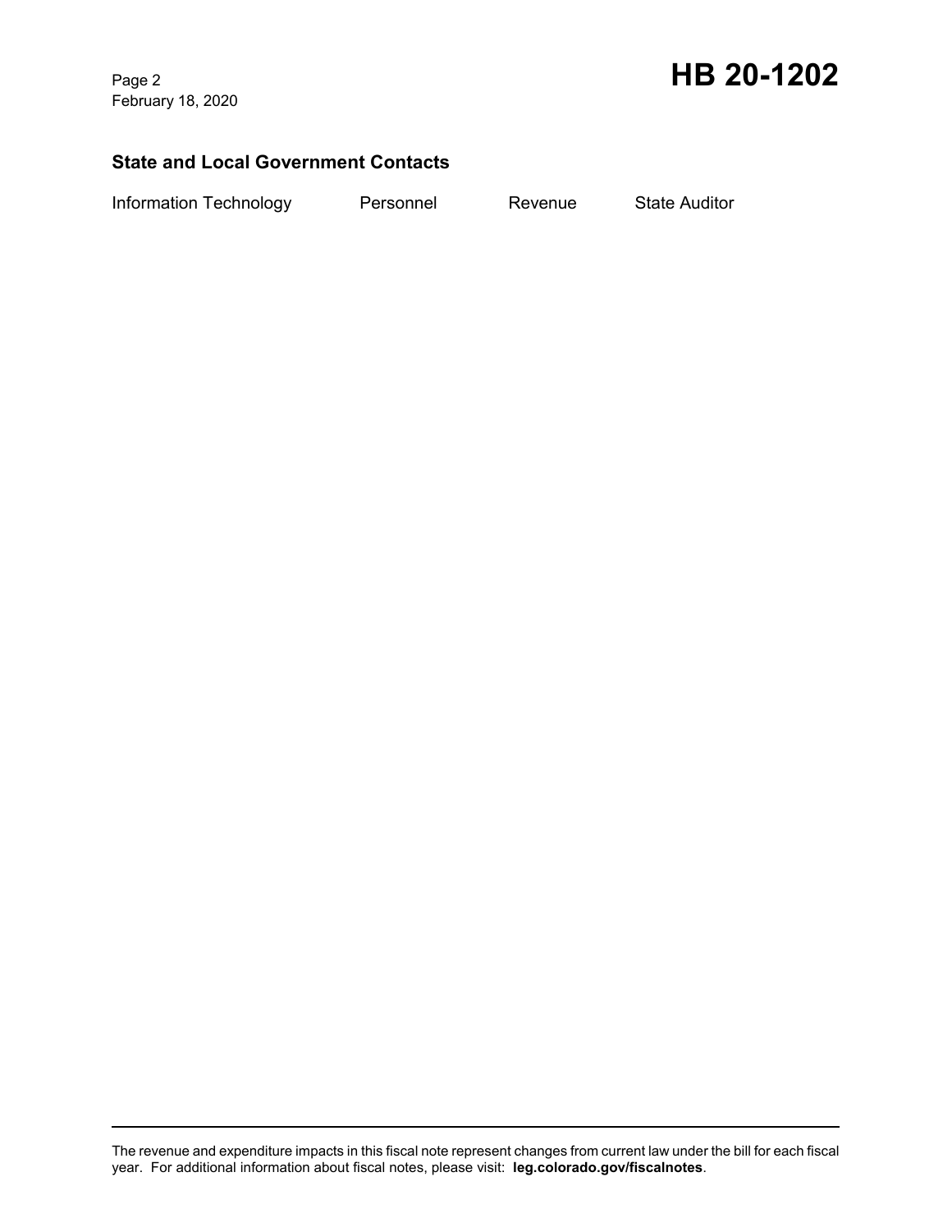## State and Local Government Contacts

Information Technology    Personnel    Revenue    State Auditor

The revenue and expenditure impacts in this fiscal note represent changes from current law under the bill for each fiscal year. For additional information about fiscal notes, please visit: **leg.colorado.gov/fiscalnotes**.